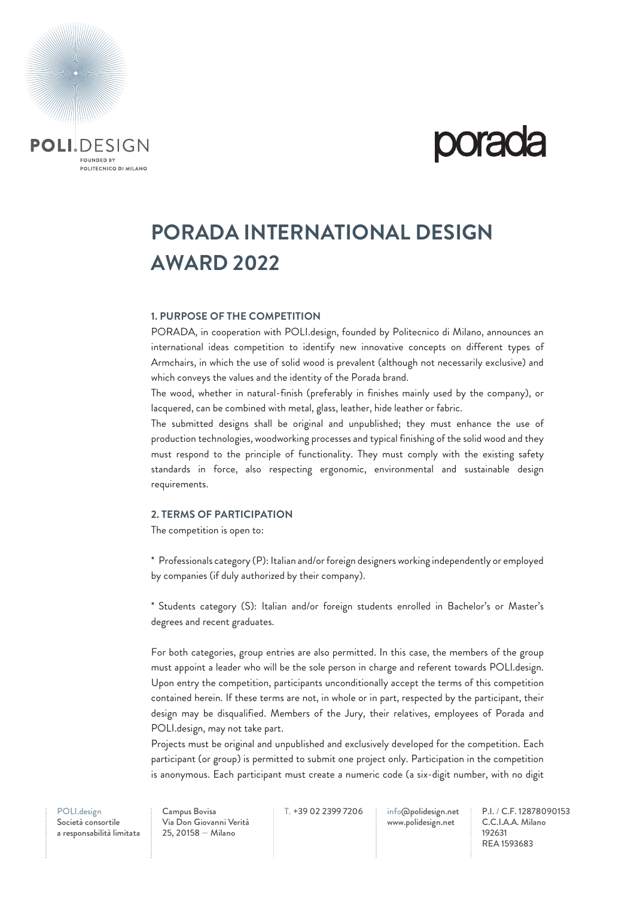# PORADA INTERNATIONAL DESIGN AWARD 2022

### 1. PURPOSE OF THE COMPETITION

PORADA, in cooperation with POLI.design, founded by Politecnico di Milano, announces an international ideas competition to identify new innovative concepts on different types of Armchairs, in which the use of solid wood is prevalent (although not necessarily exclusive) and which conveys the values and the identity of the Porada brand.

The wood, whether in natural-finish (preferably in finishes mainly used by the company), or lacquered, can be combined with metal, glass, leather, hide leather or fabric.

The submitted designs shall be original and unpublished; they must enhance the use of production technologies, woodworking processes and typical finishing of the solid wood and they must respond to the principle of functionality. They must comply with the existing safety standards in force, also respecting ergonomic, environmental and sustainable design requirements.

### 2. TERMS OF PARTICIPATION

The competition is open to:

* Professionals category (P): Italian and/or foreign designers working independently or employed by companies (if duly authorized by their company).

* Students category (S): Italian and/or foreign students enrolled in Bachelor's or Master's degrees and recent graduates.

For both categories, group entries are also permitted. In this case, the members of the group must appoint a leader who will be the sole person in charge and referent towards POLI.design. Upon entry the competition, participants unconditionally accept the terms of this competition contained herein. If these terms are not, in whole or in part, respected by the participant, their design may be disqualified. Members of the Jury, their relatives, employees of Porada and POLI.design, may not take part.

Projects must be original and unpublished and exclusively developed for the competition. Each participant (or group) is permitted to submit one project only. Participation in the competition is anonymous. Each participant must create a numeric code (a six-digit number, with no digit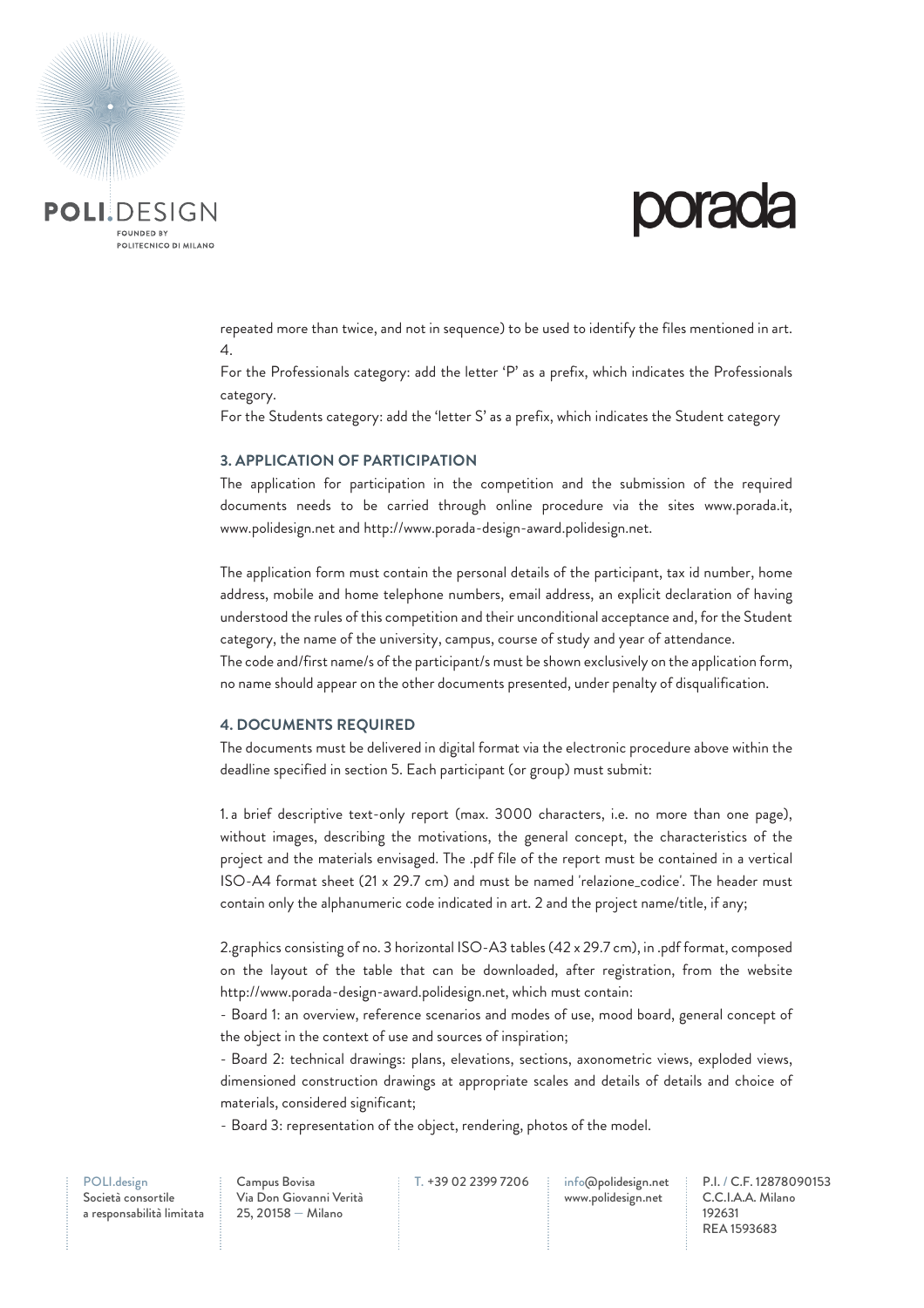repeated more than twice, and not in sequence) to be used to identify the files mentioned in art. 4.

For the Professionals category: add the letter 'P' as a prefix, which indicates the Professionals category.

For the Students category: add the 'letter S' as a prefix, which indicates the Student category

### 3. APPLICATION OF PARTICIPATION

The application for participation in the competition and the submission of the required documents needs to be carried through online procedure via the sites www.porada.it, www.polidesign.net and http://www.porada-design-award.polidesign.net.

The application form must contain the personal details of the participant, tax id number, home address, mobile and home telephone numbers, email address, an explicit declaration of having understood the rules of this competition and their unconditional acceptance and, for the Student category, the name of the university, campus, course of study and year of attendance.

The code and/first name/s of the participant/s must be shown exclusively on the application form, no name should appear on the other documents presented, under penalty of disqualification.

### 4. DOCUMENTS REQUIRED

The documents must be delivered in digital format via the electronic procedure above within the deadline specified in section 5. Each participant (or group) must submit:

1. a brief descriptive text-only report (max. 3000 characters, i.e. no more than one page), without images, describing the motivations, the general concept, the characteristics of the project and the materials envisaged. The .pdf file of the report must be contained in a vertical ISO-A4 format sheet (21 x 29.7 cm) and must be named 'relazione_codice'. The header must contain only the alphanumeric code indicated in art. 2 and the project name/title, if any;

2. graphics consisting of no. 3 horizontal ISO-A3 tables (42 x 29.7 cm), in .pdf format, composed on the layout of the table that can be downloaded, after registration, from the website http://www.porada-design-award.polidesign.net, which must contain:

- Board 1: an overview, reference scenarios and modes of use, mood board, general concept of the object in the context of use and sources of inspiration;
- Board 2: technical drawings: plans, elevations, sections, axonometric views, exploded views, dimensioned construction drawings at appropriate scales and details of details and choice of materials, considered significant;
- Board 3: representation of the object, rendering, photos of the model.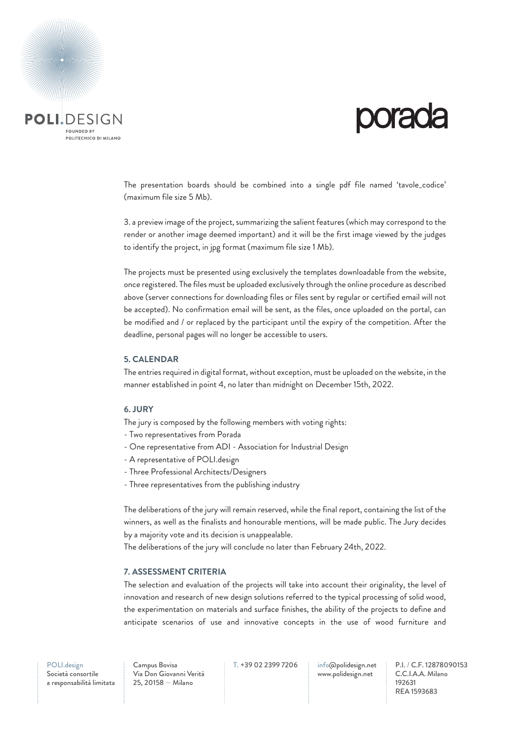The presentation boards should be combined into a single pdf file named 'tavole_codice' (maximum file size 5 Mb).

3. a preview image of the project, summarizing the salient features (which may correspond to the render or another image deemed important) and it will be the first image viewed by the judges to identify the project, in jpg format (maximum file size 1 Mb).

The projects must be presented using exclusively the templates downloadable from the website, once registered. The files must be uploaded exclusively through the online procedure as described above (server connections for downloading files or files sent by regular or certified email will not be accepted). No confirmation email will be sent, as the files, once uploaded on the portal, can be modified and / or replaced by the participant until the expiry of the competition. After the deadline, personal pages will no longer be accessible to users.

## 5. CALENDAR

The entries required in digital format, without exception, must be uploaded on the website, in the manner established in point 4, no later than midnight on December 15th, 2022.

## 6. JURY

The jury is composed by the following members with voting rights:

- Two representatives from Porada
- One representative from ADI - Association for Industrial Design
- A representative of POLI.design
- Three Professional Architects/Designers
- Three representatives from the publishing industry

The deliberations of the jury will remain reserved, while the final report, containing the list of the winners, as well as the finalists and honourable mentions, will be made public. The Jury decides by a majority vote and its decision is unappealable.
The deliberations of the jury will conclude no later than February 24th, 2022.

## 7. ASSESSMENT CRITERIA

The selection and evaluation of the projects will take into account their originality, the level of innovation and research of new design solutions referred to the typical processing of solid wood, the experimentation on materials and surface finishes, the ability of the projects to define and anticipate scenarios of use and innovative concepts in the use of wood furniture and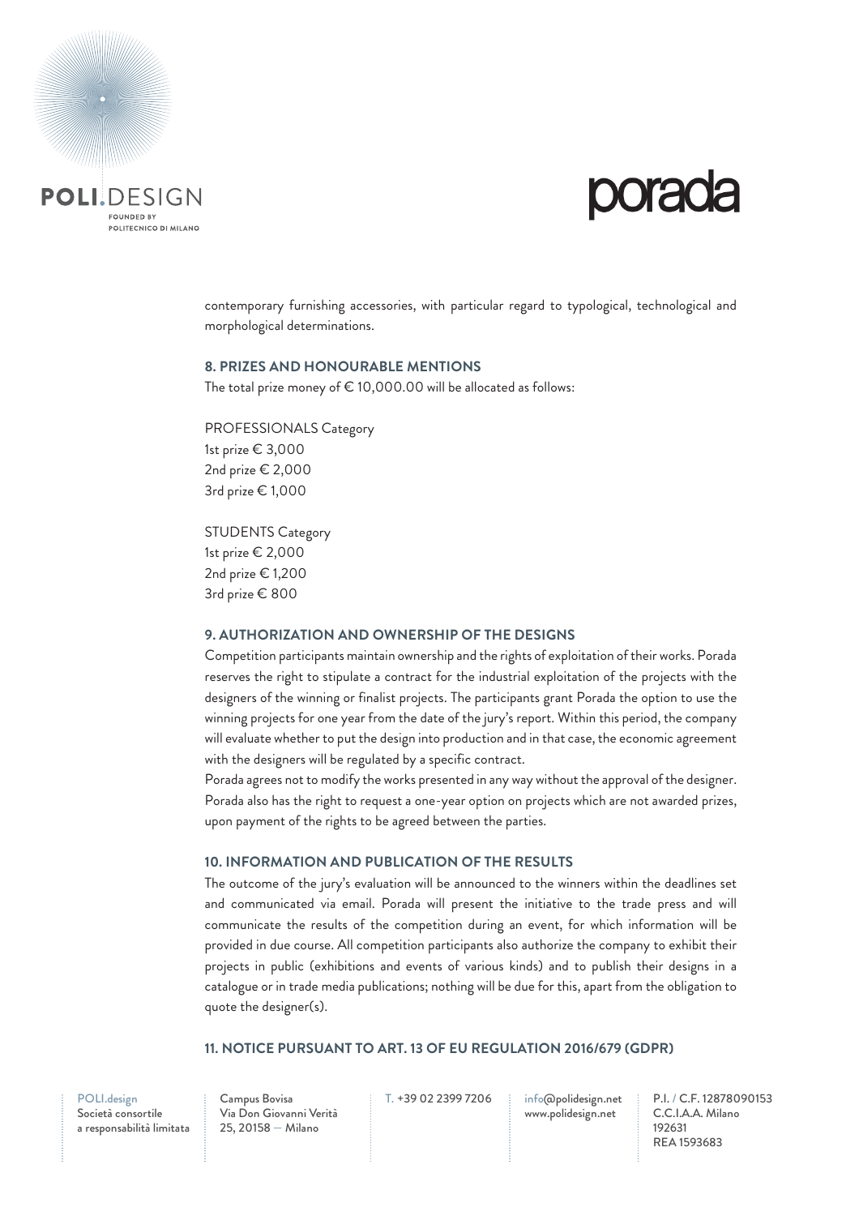contemporary furnishing accessories, with particular regard to typological, technological and morphological determinations.

## 8. PRIZES AND HONOURABLE MENTIONS

The total prize money of € 10,000.00 will be allocated as follows:

PROFESSIONALS Category
1st prize € 3,000
2nd prize € 2,000
3rd prize € 1,000

STUDENTS Category
1st prize € 2,000
2nd prize € 1,200
3rd prize € 800

## 9. AUTHORIZATION AND OWNERSHIP OF THE DESIGNS

Competition participants maintain ownership and the rights of exploitation of their works. Porada reserves the right to stipulate a contract for the industrial exploitation of the projects with the designers of the winning or finalist projects. The participants grant Porada the option to use the winning projects for one year from the date of the jury's report. Within this period, the company will evaluate whether to put the design into production and in that case, the economic agreement with the designers will be regulated by a specific contract.

Porada agrees not to modify the works presented in any way without the approval of the designer. Porada also has the right to request a one-year option on projects which are not awarded prizes, upon payment of the rights to be agreed between the parties.

## 10. INFORMATION AND PUBLICATION OF THE RESULTS

The outcome of the jury's evaluation will be announced to the winners within the deadlines set and communicated via email. Porada will present the initiative to the trade press and will communicate the results of the competition during an event, for which information will be provided in due course. All competition participants also authorize the company to exhibit their projects in public (exhibitions and events of various kinds) and to publish their designs in a catalogue or in trade media publications; nothing will be due for this, apart from the obligation to quote the designer(s).

## 11. NOTICE PURSUANT TO ART. 13 OF EU REGULATION 2016/679 (GDPR)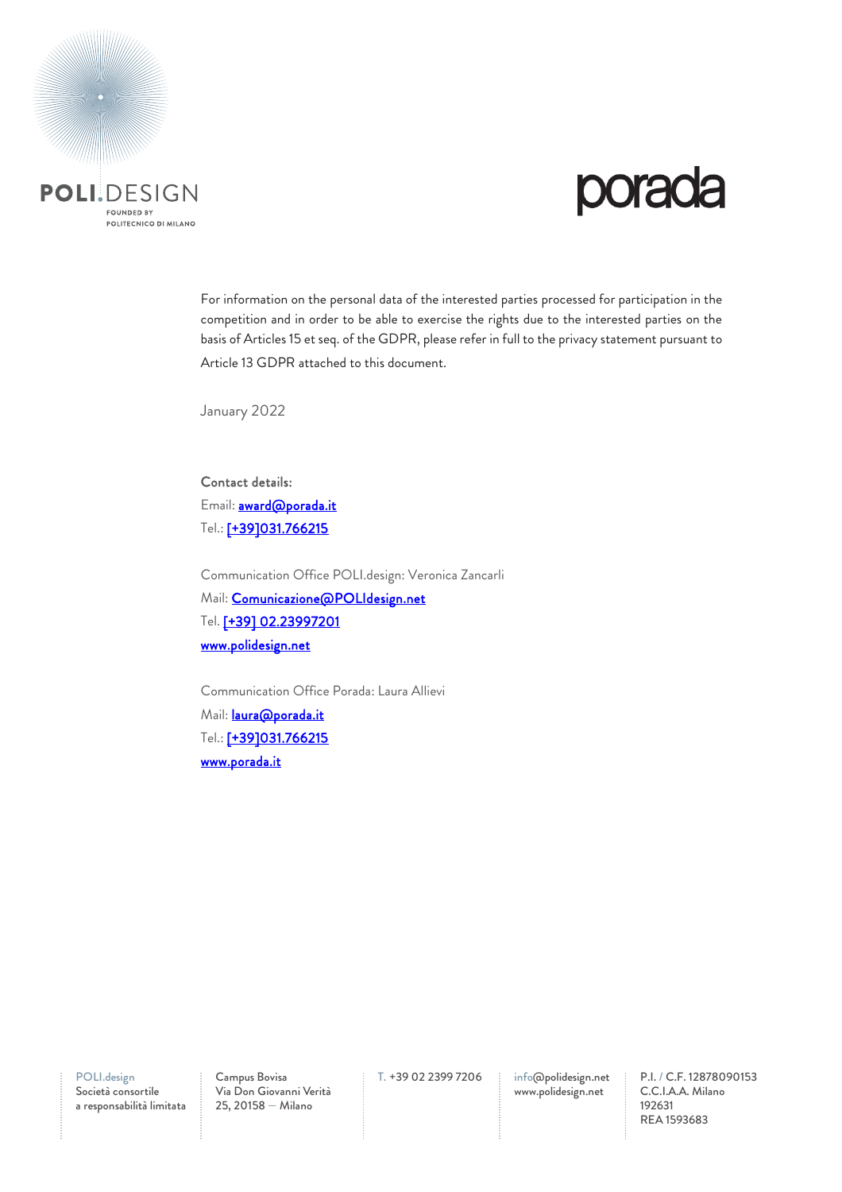For information on the personal data of the interested parties processed for participation in the competition and in order to be able to exercise the rights due to the interested parties on the basis of Articles 15 et seq. of the GDPR, please refer in full to the privacy statement pursuant to Article 13 GDPR attached to this document.

January 2022

**Contact details:**
Email: award@porada.it
Tel.: [+39]031.766215

Communication Office POLI.design: Veronica Zancarli
Mail: Comunicazione@POLIdesign.net
Tel. [+39] 02.23997201
www.polidesign.net

Communication Office Porada: Laura Allievi
Mail: laura@porada.it
Tel.: [+39]031.766215
www.porada.it